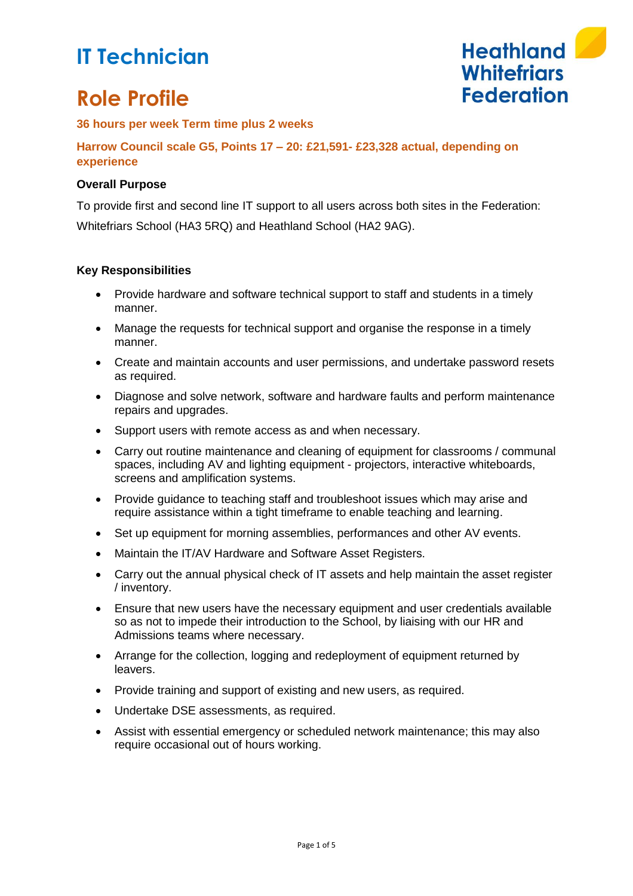# IT Technician

Heathland Whitefriars Federation

# Role Profile

**36 hours per week Term time plus 2 weeks**

**Harrow Council scale G5, Points 17 – 20: £21,591- £23,328 actual, depending on experience**

**Overall Purpose**

To provide first and second line IT support to all users across both sites in the Federation: Whitefriars School (HA3 5RQ) and Heathland School (HA2 9AG).

**Key Responsibilities**

- Provide hardware and software technical support to staff and students in a timely manner.
- Manage the requests for technical support and organise the response in a timely manner.
- Create and maintain accounts and user permissions, and undertake password resets as required.
- Diagnose and solve network, software and hardware faults and perform maintenance repairs and upgrades.
- Support users with remote access as and when necessary.
- Carry out routine maintenance and cleaning of equipment for classrooms / communal spaces, including AV and lighting equipment - projectors, interactive whiteboards, screens and amplification systems.
- Provide guidance to teaching staff and troubleshoot issues which may arise and require assistance within a tight timeframe to enable teaching and learning.
- Set up equipment for morning assemblies, performances and other AV events.
- Maintain the IT/AV Hardware and Software Asset Registers.
- Carry out the annual physical check of IT assets and help maintain the asset register / inventory.
- Ensure that new users have the necessary equipment and user credentials available so as not to impede their introduction to the School, by liaising with our HR and Admissions teams where necessary.
- Arrange for the collection, logging and redeployment of equipment returned by leavers.
- Provide training and support of existing and new users, as required.
- Undertake DSE assessments, as required.
- Assist with essential emergency or scheduled network maintenance; this may also require occasional out of hours working.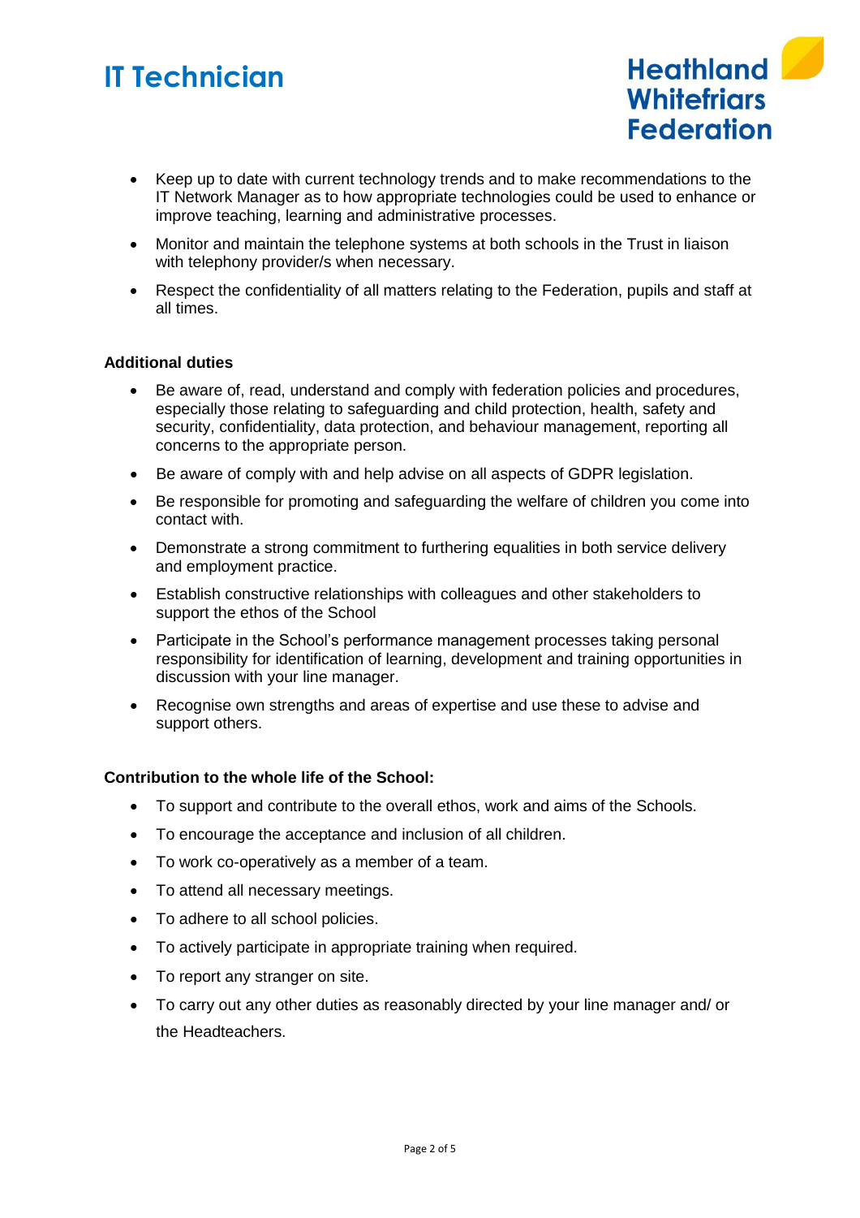- Keep up to date with current technology trends and to make recommendations to the IT Network Manager as to how appropriate technologies could be used to enhance or improve teaching, learning and administrative processes.
- Monitor and maintain the telephone systems at both schools in the Trust in liaison with telephony provider/s when necessary.
- Respect the confidentiality of all matters relating to the Federation, pupils and staff at all times.

**Additional duties**

- Be aware of, read, understand and comply with federation policies and procedures, especially those relating to safeguarding and child protection, health, safety and security, confidentiality, data protection, and behaviour management, reporting all concerns to the appropriate person.
- Be aware of comply with and help advise on all aspects of GDPR legislation.
- Be responsible for promoting and safeguarding the welfare of children you come into contact with.
- Demonstrate a strong commitment to furthering equalities in both service delivery and employment practice.
- Establish constructive relationships with colleagues and other stakeholders to support the ethos of the School
- Participate in the School's performance management processes taking personal responsibility for identification of learning, development and training opportunities in discussion with your line manager.
- Recognise own strengths and areas of expertise and use these to advise and support others.

**Contribution to the whole life of the School:**

- To support and contribute to the overall ethos, work and aims of the Schools.
- To encourage the acceptance and inclusion of all children.
- To work co-operatively as a member of a team.
- To attend all necessary meetings.
- To adhere to all school policies.
- To actively participate in appropriate training when required.
- To report any stranger on site.
- To carry out any other duties as reasonably directed by your line manager and/ or the Headteachers.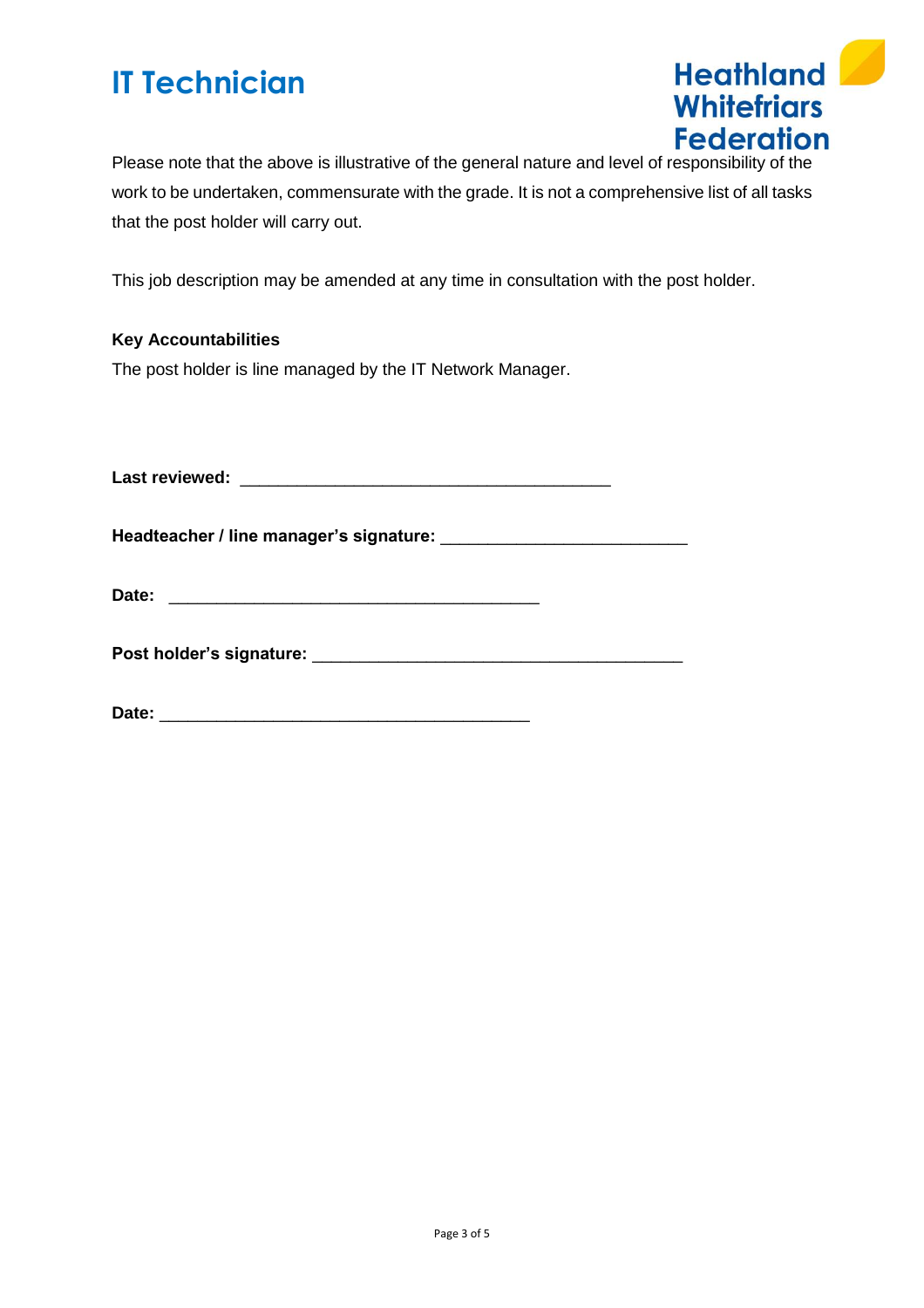Please note that the above is illustrative of the general nature and level of responsibility of the work to be undertaken, commensurate with the grade. It is not a comprehensive list of all tasks that the post holder will carry out.

This job description may be amended at any time in consultation with the post holder.

**Key Accountabilities**

The post holder is line managed by the IT Network Manager.

**Last reviewed:** _______________________________________

**Headteacher / line manager's signature:** __________________________

**Date:** _______________________________________

**Post holder's signature:** _______________________________________

**Date:** _______________________________________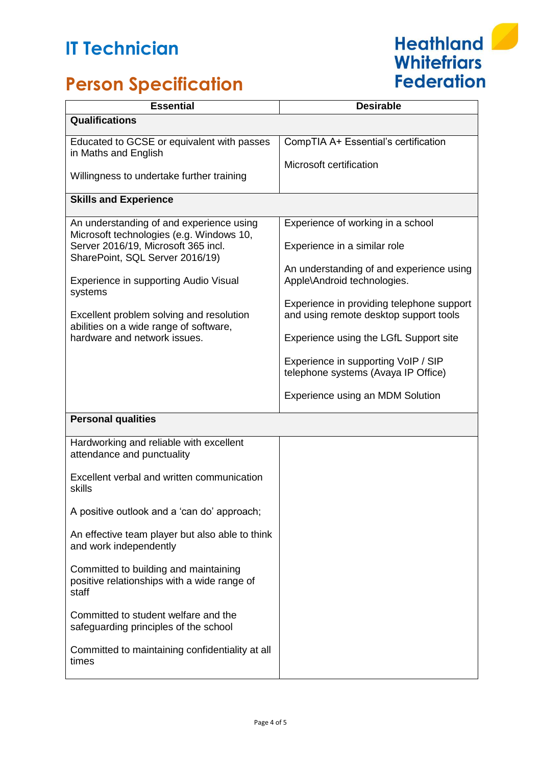# IT Technician

## Person Specification

Heathland Whitefriars Federation

| Essential | Desirable |
|---|---|
| **Qualifications** | |
| Educated to GCSE or equivalent with passes in Maths and English<br><br>Willingness to undertake further training | CompTIA A+ Essential's certification<br><br>Microsoft certification |
| **Skills and Experience** | |
| An understanding of and experience using Microsoft technologies (e.g. Windows 10, Server 2016/19, Microsoft 365 incl. SharePoint, SQL Server 2016/19)<br><br>Experience in supporting Audio Visual systems<br><br>Excellent problem solving and resolution abilities on a wide range of software, hardware and network issues. | Experience of working in a school<br><br>Experience in a similar role<br><br>An understanding of and experience using Apple\Android technologies.<br><br>Experience in providing telephone support and using remote desktop support tools<br><br>Experience using the LGfL Support site<br><br>Experience in supporting VoIP / SIP telephone systems (Avaya IP Office)<br><br>Experience using an MDM Solution |
| **Personal qualities** | |
| Hardworking and reliable with excellent attendance and punctuality<br><br>Excellent verbal and written communication skills<br><br>A positive outlook and a 'can do' approach;<br><br>An effective team player but also able to think and work independently<br><br>Committed to building and maintaining positive relationships with a wide range of staff<br><br>Committed to student welfare and the safeguarding principles of the school<br><br>Committed to maintaining confidentiality at all times | |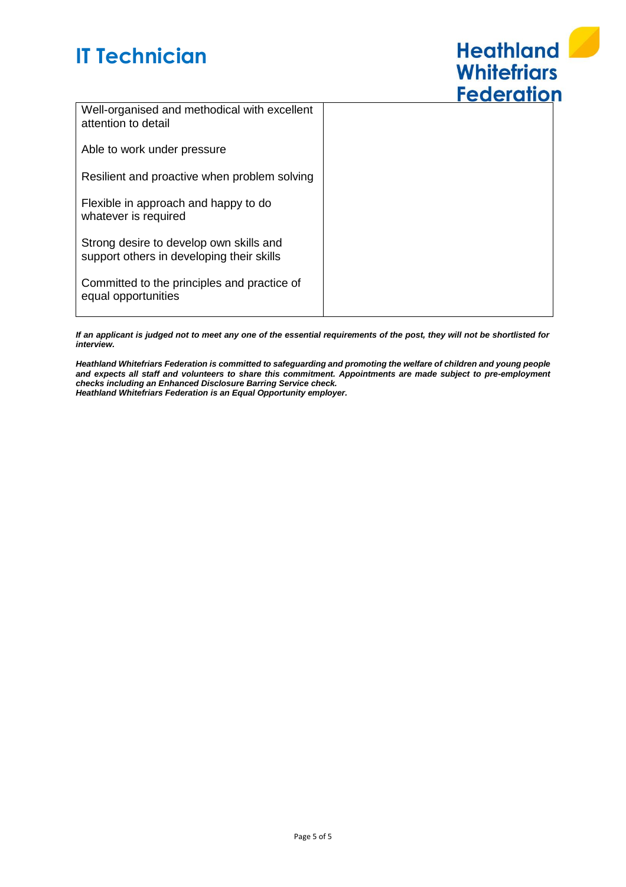# IT Technician

| | |
|---|---|
| Well-organised and methodical with excellent attention to detail<br><br>Able to work under pressure<br><br>Resilient and proactive when problem solving<br><br>Flexible in approach and happy to do whatever is required<br><br>Strong desire to develop own skills and support others in developing their skills<br><br>Committed to the principles and practice of equal opportunities | |

***If an applicant is judged not to meet any one of the essential requirements of the post, they will not be shortlisted for interview.***

***Heathland Whitefriars Federation is committed to safeguarding and promoting the welfare of children and young people and expects all staff and volunteers to share this commitment. Appointments are made subject to pre-employment checks including an Enhanced Disclosure Barring Service check.***
***Heathland Whitefriars Federation is an Equal Opportunity employer.***